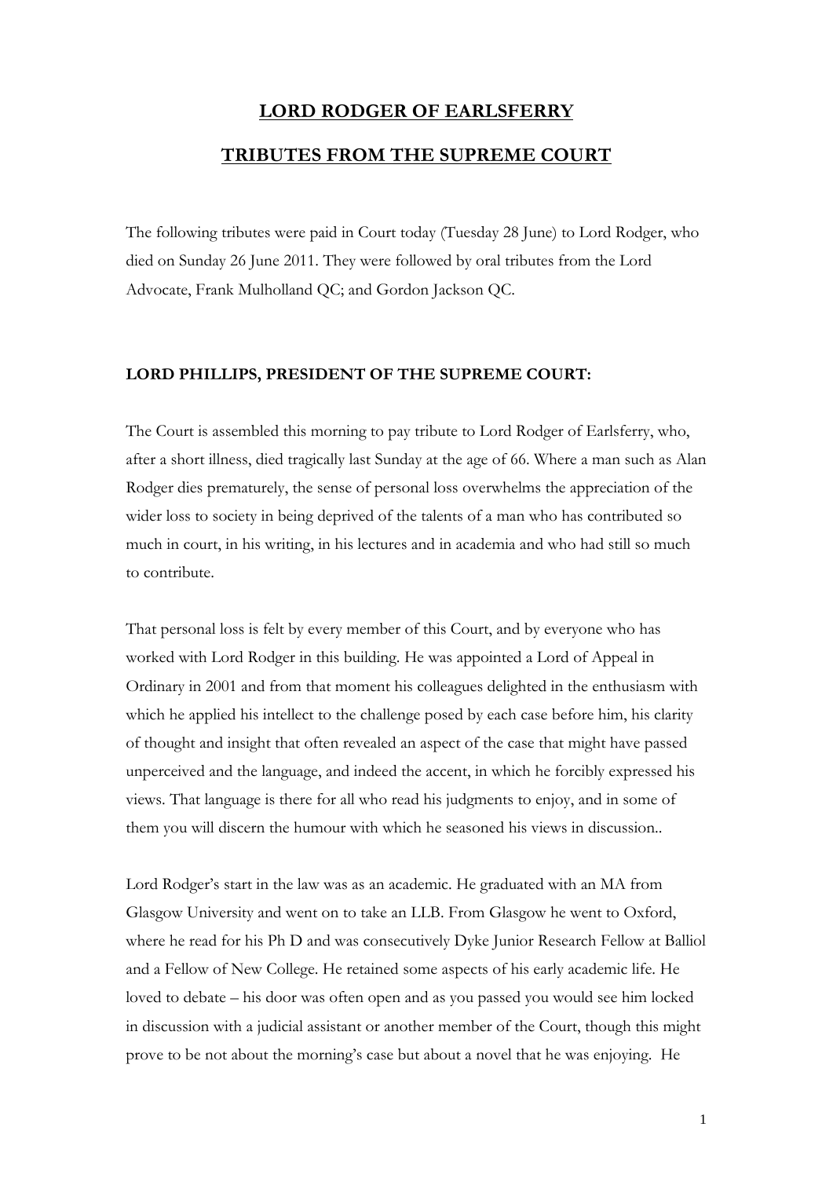# LORD RODGER OF EARLSFERRY

## TRIBUTES FROM THE SUPREME COURT

The following tributes were paid in Court today (Tuesday 28 June) to Lord Rodger, who died on Sunday 26 June 2011. They were followed by oral tributes from the Lord Advocate, Frank Mulholland QC; and Gordon Jackson QC.

### LORD PHILLIPS, PRESIDENT OF THE SUPREME COURT:

The Court is assembled this morning to pay tribute to Lord Rodger of Earlsferry, who, after a short illness, died tragically last Sunday at the age of 66. Where a man such as Alan Rodger dies prematurely, the sense of personal loss overwhelms the appreciation of the wider loss to society in being deprived of the talents of a man who has contributed so much in court, in his writing, in his lectures and in academia and who had still so much to contribute.

That personal loss is felt by every member of this Court, and by everyone who has worked with Lord Rodger in this building. He was appointed a Lord of Appeal in Ordinary in 2001 and from that moment his colleagues delighted in the enthusiasm with which he applied his intellect to the challenge posed by each case before him, his clarity of thought and insight that often revealed an aspect of the case that might have passed unperceived and the language, and indeed the accent, in which he forcibly expressed his views. That language is there for all who read his judgments to enjoy, and in some of them you will discern the humour with which he seasoned his views in discussion..

Lord Rodger's start in the law was as an academic. He graduated with an MA from Glasgow University and went on to take an LLB. From Glasgow he went to Oxford, where he read for his Ph D and was consecutively Dyke Junior Research Fellow at Balliol and a Fellow of New College. He retained some aspects of his early academic life. He loved to debate – his door was often open and as you passed you would see him locked in discussion with a judicial assistant or another member of the Court, though this might prove to be not about the morning's case but about a novel that he was enjoying. He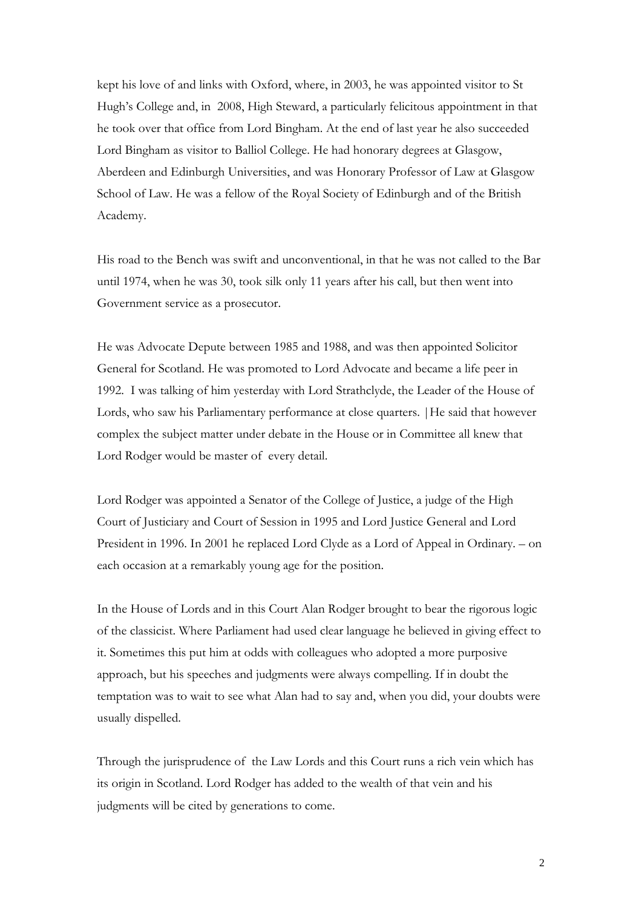kept his love of and links with Oxford, where, in 2003, he was appointed visitor to St Hugh's College and, in 2008, High Steward, a particularly felicitous appointment in that he took over that office from Lord Bingham. At the end of last year he also succeeded Lord Bingham as visitor to Balliol College. He had honorary degrees at Glasgow, Aberdeen and Edinburgh Universities, and was Honorary Professor of Law at Glasgow School of Law. He was a fellow of the Royal Society of Edinburgh and of the British Academy.

His road to the Bench was swift and unconventional, in that he was not called to the Bar until 1974, when he was 30, took silk only 11 years after his call, but then went into Government service as a prosecutor.

He was Advocate Depute between 1985 and 1988, and was then appointed Solicitor General for Scotland. He was promoted to Lord Advocate and became a life peer in 1992. I was talking of him yesterday with Lord Strathclyde, the Leader of the House of Lords, who saw his Parliamentary performance at close quarters. |He said that however complex the subject matter under debate in the House or in Committee all knew that Lord Rodger would be master of every detail.

Lord Rodger was appointed a Senator of the College of Justice, a judge of the High Court of Justiciary and Court of Session in 1995 and Lord Justice General and Lord President in 1996. In 2001 he replaced Lord Clyde as a Lord of Appeal in Ordinary. – on each occasion at a remarkably young age for the position.

In the House of Lords and in this Court Alan Rodger brought to bear the rigorous logic of the classicist. Where Parliament had used clear language he believed in giving effect to it. Sometimes this put him at odds with colleagues who adopted a more purposive approach, but his speeches and judgments were always compelling. If in doubt the temptation was to wait to see what Alan had to say and, when you did, your doubts were usually dispelled.

Through the jurisprudence of the Law Lords and this Court runs a rich vein which has its origin in Scotland. Lord Rodger has added to the wealth of that vein and his judgments will be cited by generations to come.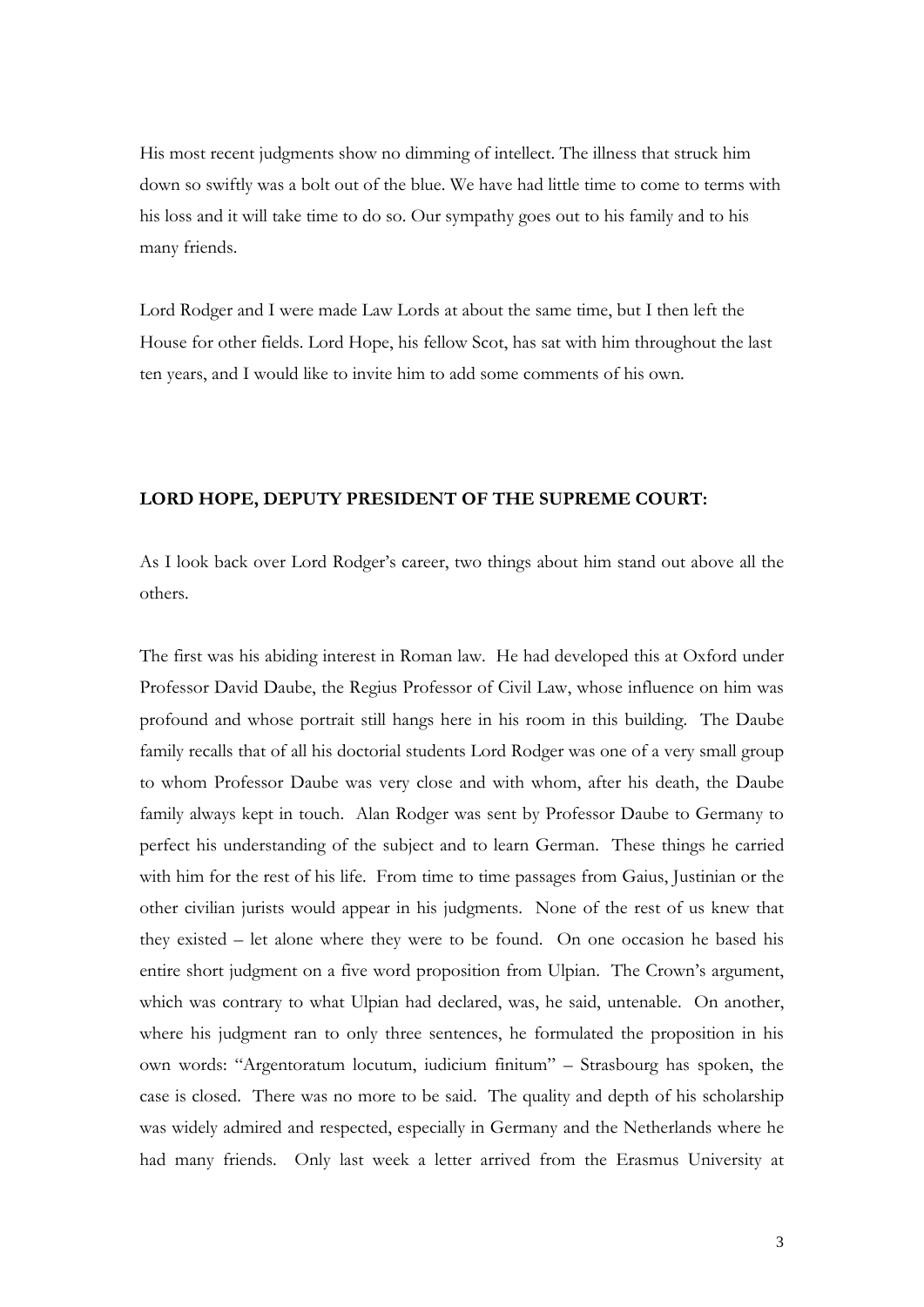His most recent judgments show no dimming of intellect. The illness that struck him down so swiftly was a bolt out of the blue. We have had little time to come to terms with his loss and it will take time to do so. Our sympathy goes out to his family and to his many friends.

Lord Rodger and I were made Law Lords at about the same time, but I then left the House for other fields. Lord Hope, his fellow Scot, has sat with him throughout the last ten years, and I would like to invite him to add some comments of his own.

**LORD HOPE, DEPUTY PRESIDENT OF THE SUPREME COURT:**

As I look back over Lord Rodger's career, two things about him stand out above all the others.

The first was his abiding interest in Roman law. He had developed this at Oxford under Professor David Daube, the Regius Professor of Civil Law, whose influence on him was profound and whose portrait still hangs here in his room in this building. The Daube family recalls that of all his doctorial students Lord Rodger was one of a very small group to whom Professor Daube was very close and with whom, after his death, the Daube family always kept in touch. Alan Rodger was sent by Professor Daube to Germany to perfect his understanding of the subject and to learn German. These things he carried with him for the rest of his life. From time to time passages from Gaius, Justinian or the other civilian jurists would appear in his judgments. None of the rest of us knew that they existed – let alone where they were to be found. On one occasion he based his entire short judgment on a five word proposition from Ulpian. The Crown's argument, which was contrary to what Ulpian had declared, was, he said, untenable. On another, where his judgment ran to only three sentences, he formulated the proposition in his own words: "Argentoratum locutum, iudicium finitum" – Strasbourg has spoken, the case is closed. There was no more to be said. The quality and depth of his scholarship was widely admired and respected, especially in Germany and the Netherlands where he had many friends. Only last week a letter arrived from the Erasmus University at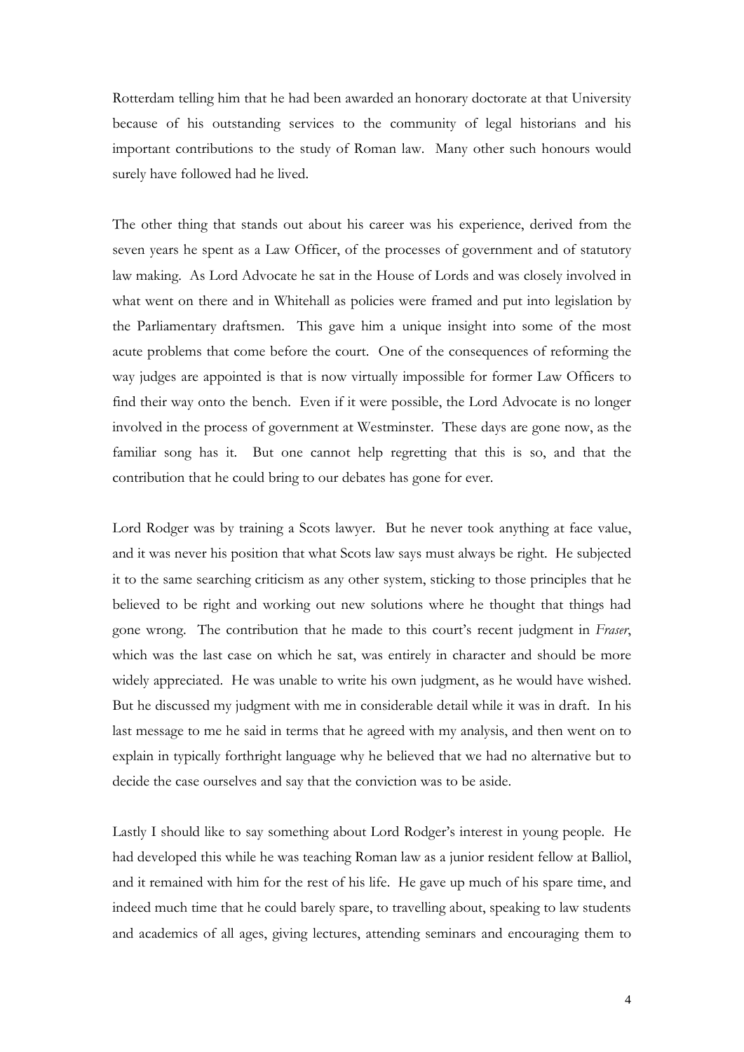Rotterdam telling him that he had been awarded an honorary doctorate at that University because of his outstanding services to the community of legal historians and his important contributions to the study of Roman law. Many other such honours would surely have followed had he lived.

The other thing that stands out about his career was his experience, derived from the seven years he spent as a Law Officer, of the processes of government and of statutory law making. As Lord Advocate he sat in the House of Lords and was closely involved in what went on there and in Whitehall as policies were framed and put into legislation by the Parliamentary draftsmen. This gave him a unique insight into some of the most acute problems that come before the court. One of the consequences of reforming the way judges are appointed is that is now virtually impossible for former Law Officers to find their way onto the bench. Even if it were possible, the Lord Advocate is no longer involved in the process of government at Westminster. These days are gone now, as the familiar song has it. But one cannot help regretting that this is so, and that the contribution that he could bring to our debates has gone for ever.

Lord Rodger was by training a Scots lawyer. But he never took anything at face value, and it was never his position that what Scots law says must always be right. He subjected it to the same searching criticism as any other system, sticking to those principles that he believed to be right and working out new solutions where he thought that things had gone wrong. The contribution that he made to this court's recent judgment in *Fraser*, which was the last case on which he sat, was entirely in character and should be more widely appreciated. He was unable to write his own judgment, as he would have wished. But he discussed my judgment with me in considerable detail while it was in draft. In his last message to me he said in terms that he agreed with my analysis, and then went on to explain in typically forthright language why he believed that we had no alternative but to decide the case ourselves and say that the conviction was to be aside.

Lastly I should like to say something about Lord Rodger's interest in young people. He had developed this while he was teaching Roman law as a junior resident fellow at Balliol, and it remained with him for the rest of his life. He gave up much of his spare time, and indeed much time that he could barely spare, to travelling about, speaking to law students and academics of all ages, giving lectures, attending seminars and encouraging them to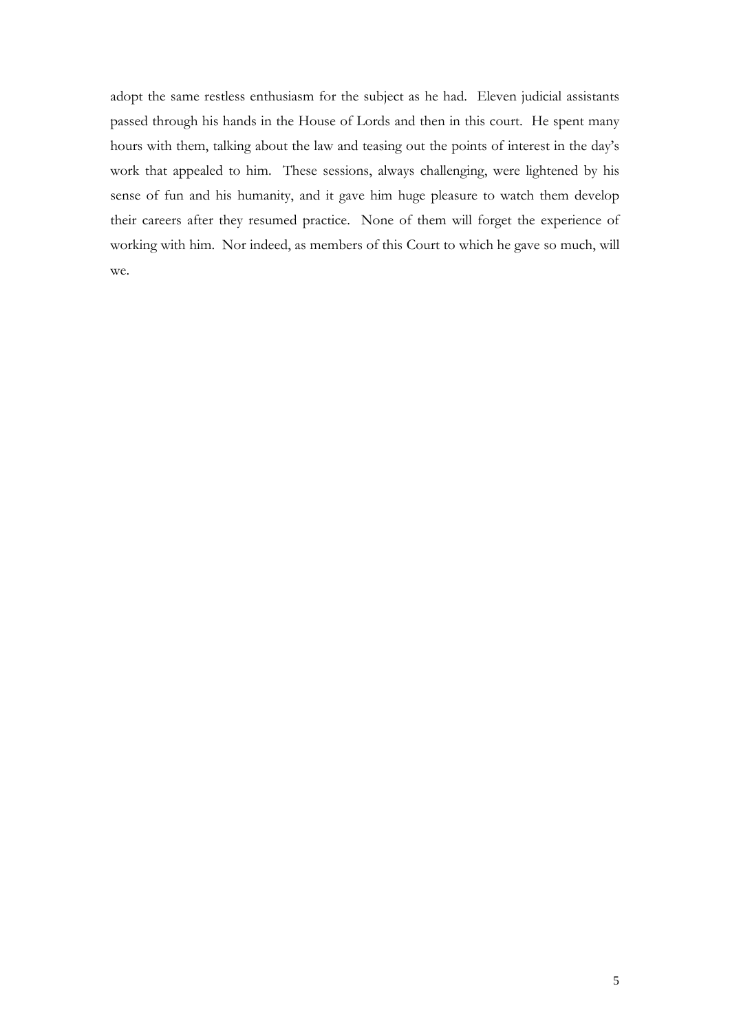adopt the same restless enthusiasm for the subject as he had. Eleven judicial assistants passed through his hands in the House of Lords and then in this court. He spent many hours with them, talking about the law and teasing out the points of interest in the day's work that appealed to him. These sessions, always challenging, were lightened by his sense of fun and his humanity, and it gave him huge pleasure to watch them develop their careers after they resumed practice. None of them will forget the experience of working with him. Nor indeed, as members of this Court to which he gave so much, will we.